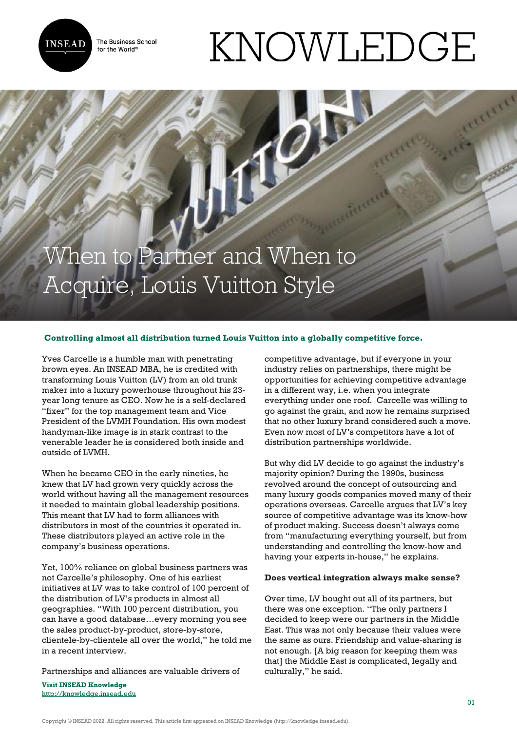# When to Partner and When to Acquire, Louis Vuitton Style

**Controlling almost all distribution turned Louis Vuitton into a globally competitive force.**

Yves Carcelle is a humble man with penetrating brown eyes. An INSEAD MBA, he is credited with transforming Louis Vuitton (LV) from an old trunk maker into a luxury powerhouse throughout his 23-year long tenure as CEO. Now he is a self-declared "fixer" for the top management team and Vice President of the LVMH Foundation. His own modest handyman-like image is in stark contrast to the venerable leader he is considered both inside and outside of LVMH.

When he became CEO in the early nineties, he knew that LV had grown very quickly across the world without having all the management resources it needed to maintain global leadership positions. This meant that LV had to form alliances with distributors in most of the countries it operated in. These distributors played an active role in the company's business operations.

Yet, 100% reliance on global business partners was not Carcelle's philosophy. One of his earliest initiatives at LV was to take control of 100 percent of the distribution of LV's products in almost all geographies. "With 100 percent distribution, you can have a good database…every morning you see the sales product-by-product, store-by-store, clientele-by-clientele all over the world," he told me in a recent interview.

Partnerships and alliances are valuable drivers of competitive advantage, but if everyone in your industry relies on partnerships, there might be opportunities for achieving competitive advantage in a different way, i.e. when you integrate everything under one roof. Carcelle was willing to go against the grain, and now he remains surprised that no other luxury brand considered such a move. Even now most of LV's competitors have a lot of distribution partnerships worldwide.

But why did LV decide to go against the industry's majority opinion? During the 1990s, business revolved around the concept of outsourcing and many luxury goods companies moved many of their operations overseas. Carcelle argues that LV's key source of competitive advantage was its know-how of product making. Success doesn't always come from "manufacturing everything yourself, but from understanding and controlling the know-how and having your experts in-house," he explains.

### Does vertical integration always make sense?

Over time, LV bought out all of its partners, but there was one exception. "The only partners I decided to keep were our partners in the Middle East. This was not only because their values were the same as ours. Friendship and value-sharing is not enough. [A big reason for keeping them was that] the Middle East is complicated, legally and culturally," he said.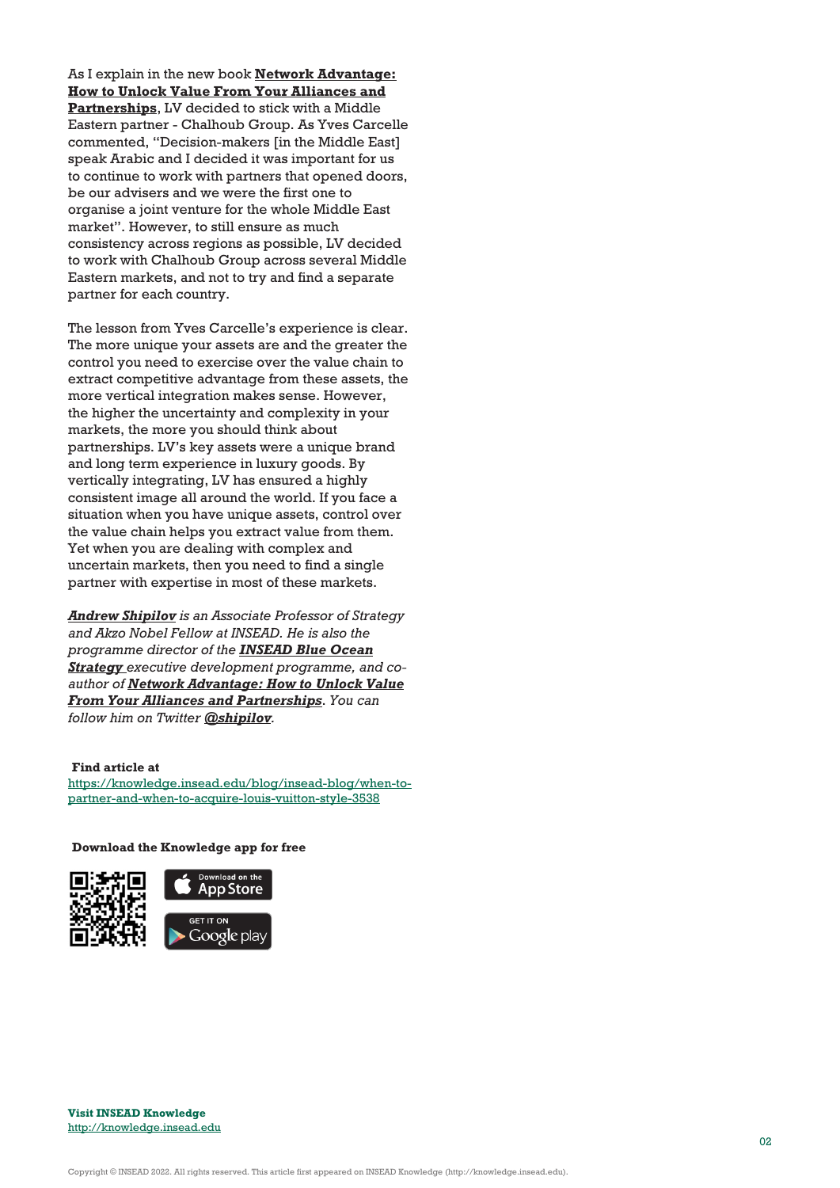As I explain in the new book **Network Advantage: How to Unlock Value From Your Alliances and Partnerships**, LV decided to stick with a Middle Eastern partner - Chalhoub Group. As Yves Carcelle commented, "Decision-makers [in the Middle East] speak Arabic and I decided it was important for us to continue to work with partners that opened doors, be our advisers and we were the first one to organise a joint venture for the whole Middle East market". However, to still ensure as much consistency across regions as possible, LV decided to work with Chalhoub Group across several Middle Eastern markets, and not to try and find a separate partner for each country.

The lesson from Yves Carcelle's experience is clear. The more unique your assets are and the greater the control you need to exercise over the value chain to extract competitive advantage from these assets, the more vertical integration makes sense. However, the higher the uncertainty and complexity in your markets, the more you should think about partnerships. LV's key assets were a unique brand and long term experience in luxury goods. By vertically integrating, LV has ensured a highly consistent image all around the world. If you face a situation when you have unique assets, control over the value chain helps you extract value from them. Yet when you are dealing with complex and uncertain markets, then you need to find a single partner with expertise in most of these markets.

***Andrew Shipilov*** *is an Associate Professor of Strategy and Akzo Nobel Fellow at INSEAD. He is also the programme director of the* ***INSEAD Blue Ocean Strategy*** *executive development programme, and co-author of* ***Network Advantage: How to Unlock Value From Your Alliances and Partnerships****. You can follow him on Twitter* ***@shipilov****.*

**Find article at**
https://knowledge.insead.edu/blog/insead-blog/when-to-partner-and-when-to-acquire-louis-vuitton-style-3538

**Download the Knowledge app for free**

Download on the App Store

GET IT ON Google play

**Visit INSEAD Knowledge**
http://knowledge.insead.edu

Copyright © INSEAD 2022. All rights reserved. This article first appeared on INSEAD Knowledge (http://knowledge.insead.edu).